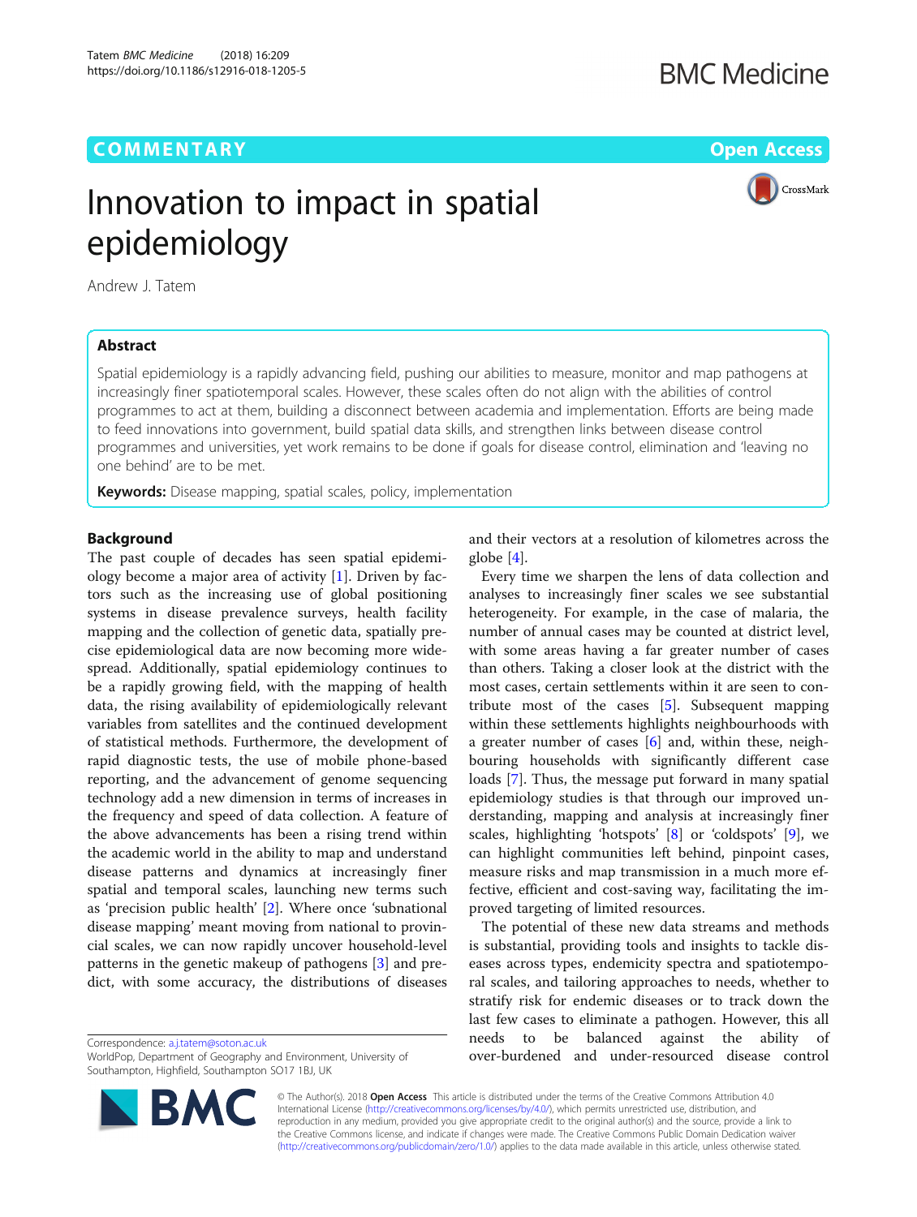# Innovation to impact in spatial epidemiology

Andrew J. Tatem

## Abstract

Spatial epidemiology is a rapidly advancing field, pushing our abilities to measure, monitor and map pathogens at increasingly finer spatiotemporal scales. However, these scales often do not align with the abilities of control programmes to act at them, building a disconnect between academia and implementation. Efforts are being made to feed innovations into government, build spatial data skills, and strengthen links between disease control programmes and universities, yet work remains to be done if goals for disease control, elimination and 'leaving no one behind' are to be met.

**Keywords:** Disease mapping, spatial scales, policy, implementation

## Background

The past couple of decades has seen spatial epidemiology become a major area of activity [1]. Driven by factors such as the increasing use of global positioning systems in disease prevalence surveys, health facility mapping and the collection of genetic data, spatially precise epidemiological data are now becoming more widespread. Additionally, spatial epidemiology continues to be a rapidly growing field, with the mapping of health data, the rising availability of epidemiologically relevant variables from satellites and the continued development of statistical methods. Furthermore, the development of rapid diagnostic tests, the use of mobile phone-based reporting, and the advancement of genome sequencing technology add a new dimension in terms of increases in the frequency and speed of data collection. A feature of the above advancements has been a rising trend within the academic world in the ability to map and understand disease patterns and dynamics at increasingly finer spatial and temporal scales, launching new terms such as 'precision public health' [2]. Where once 'subnational disease mapping' meant moving from national to provincial scales, we can now rapidly uncover household-level patterns in the genetic makeup of pathogens [3] and predict, with some accuracy, the distributions of diseases and their vectors at a resolution of kilometres across the globe [4].

Every time we sharpen the lens of data collection and analyses to increasingly finer scales we see substantial heterogeneity. For example, in the case of malaria, the number of annual cases may be counted at district level, with some areas having a far greater number of cases than others. Taking a closer look at the district with the most cases, certain settlements within it are seen to contribute most of the cases [5]. Subsequent mapping within these settlements highlights neighbourhoods with a greater number of cases [6] and, within these, neighbouring households with significantly different case loads [7]. Thus, the message put forward in many spatial epidemiology studies is that through our improved understanding, mapping and analysis at increasingly finer scales, highlighting 'hotspots' [8] or 'coldspots' [9], we can highlight communities left behind, pinpoint cases, measure risks and map transmission in a much more effective, efficient and cost-saving way, facilitating the improved targeting of limited resources.

The potential of these new data streams and methods is substantial, providing tools and insights to tackle diseases across types, endemicity spectra and spatiotemporal scales, and tailoring approaches to needs, whether to stratify risk for endemic diseases or to track down the last few cases to eliminate a pathogen. However, this all needs to be balanced against the ability of over-burdened and under-resourced disease control

Correspondence: a.j.tatem@soton.ac.uk
WorldPop, Department of Geography and Environment, University of Southampton, Highfield, Southampton SO17 1BJ, UK

© The Author(s). 2018 **Open Access** This article is distributed under the terms of the Creative Commons Attribution 4.0 International License (http://creativecommons.org/licenses/by/4.0/), which permits unrestricted use, distribution, and reproduction in any medium, provided you give appropriate credit to the original author(s) and the source, provide a link to the Creative Commons license, and indicate if changes were made. The Creative Commons Public Domain Dedication waiver (http://creativecommons.org/publicdomain/zero/1.0/) applies to the data made available in this article, unless otherwise stated.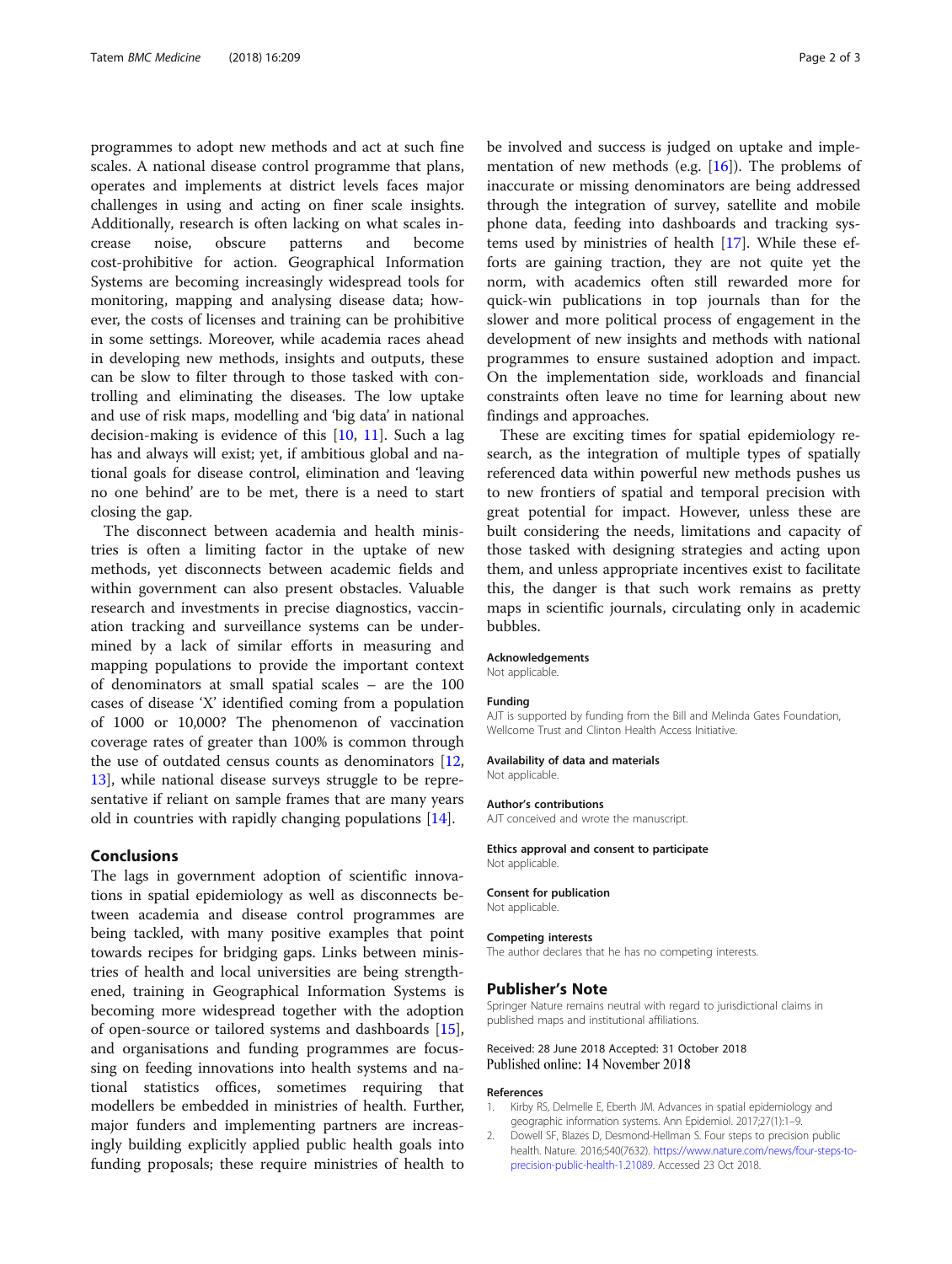programmes to adopt new methods and act at such fine scales. A national disease control programme that plans, operates and implements at district levels faces major challenges in using and acting on finer scale insights. Additionally, research is often lacking on what scales increase noise, obscure patterns and become cost-prohibitive for action. Geographical Information Systems are becoming increasingly widespread tools for monitoring, mapping and analysing disease data; however, the costs of licenses and training can be prohibitive in some settings. Moreover, while academia races ahead in developing new methods, insights and outputs, these can be slow to filter through to those tasked with controlling and eliminating the diseases. The low uptake and use of risk maps, modelling and 'big data' in national decision-making is evidence of this [10, 11]. Such a lag has and always will exist; yet, if ambitious global and national goals for disease control, elimination and 'leaving no one behind' are to be met, there is a need to start closing the gap.

The disconnect between academia and health ministries is often a limiting factor in the uptake of new methods, yet disconnects between academic fields and within government can also present obstacles. Valuable research and investments in precise diagnostics, vaccination tracking and surveillance systems can be undermined by a lack of similar efforts in measuring and mapping populations to provide the important context of denominators at small spatial scales – are the 100 cases of disease 'X' identified coming from a population of 1000 or 10,000? The phenomenon of vaccination coverage rates of greater than 100% is common through the use of outdated census counts as denominators [12, 13], while national disease surveys struggle to be representative if reliant on sample frames that are many years old in countries with rapidly changing populations [14].

## Conclusions

The lags in government adoption of scientific innovations in spatial epidemiology as well as disconnects between academia and disease control programmes are being tackled, with many positive examples that point towards recipes for bridging gaps. Links between ministries of health and local universities are being strengthened, training in Geographical Information Systems is becoming more widespread together with the adoption of open-source or tailored systems and dashboards [15], and organisations and funding programmes are focusing on feeding innovations into health systems and national statistics offices, sometimes requiring that modellers be embedded in ministries of health. Further, major funders and implementing partners are increasingly building explicitly applied public health goals into funding proposals; these require ministries of health to be involved and success is judged on uptake and implementation of new methods (e.g. [16]). The problems of inaccurate or missing denominators are being addressed through the integration of survey, satellite and mobile phone data, feeding into dashboards and tracking systems used by ministries of health [17]. While these efforts are gaining traction, they are not quite yet the norm, with academics often still rewarded more for quick-win publications in top journals than for the slower and more political process of engagement in the development of new insights and methods with national programmes to ensure sustained adoption and impact. On the implementation side, workloads and financial constraints often leave no time for learning about new findings and approaches.

These are exciting times for spatial epidemiology research, as the integration of multiple types of spatially referenced data within powerful new methods pushes us to new frontiers of spatial and temporal precision with great potential for impact. However, unless these are built considering the needs, limitations and capacity of those tasked with designing strategies and acting upon them, and unless appropriate incentives exist to facilitate this, the danger is that such work remains as pretty maps in scientific journals, circulating only in academic bubbles.

### Acknowledgements

Not applicable.

### Funding

AJT is supported by funding from the Bill and Melinda Gates Foundation, Wellcome Trust and Clinton Health Access Initiative.

### Availability of data and materials

Not applicable.

### Author's contributions

AJT conceived and wrote the manuscript.

### Ethics approval and consent to participate

Not applicable.

### Consent for publication

Not applicable.

### Competing interests

The author declares that he has no competing interests.

## Publisher's Note

Springer Nature remains neutral with regard to jurisdictional claims in published maps and institutional affiliations.

Received: 28 June 2018 Accepted: 31 October 2018
Published online: 14 November 2018

### References

1. Kirby RS, Delmelle E, Eberth JM. Advances in spatial epidemiology and geographic information systems. Ann Epidemiol. 2017;27(1):1–9.
2. Dowell SF, Blazes D, Desmond-Hellman S. Four steps to precision public health. Nature. 2016;540(7632). https://www.nature.com/news/four-steps-to-precision-public-health-1.21089. Accessed 23 Oct 2018.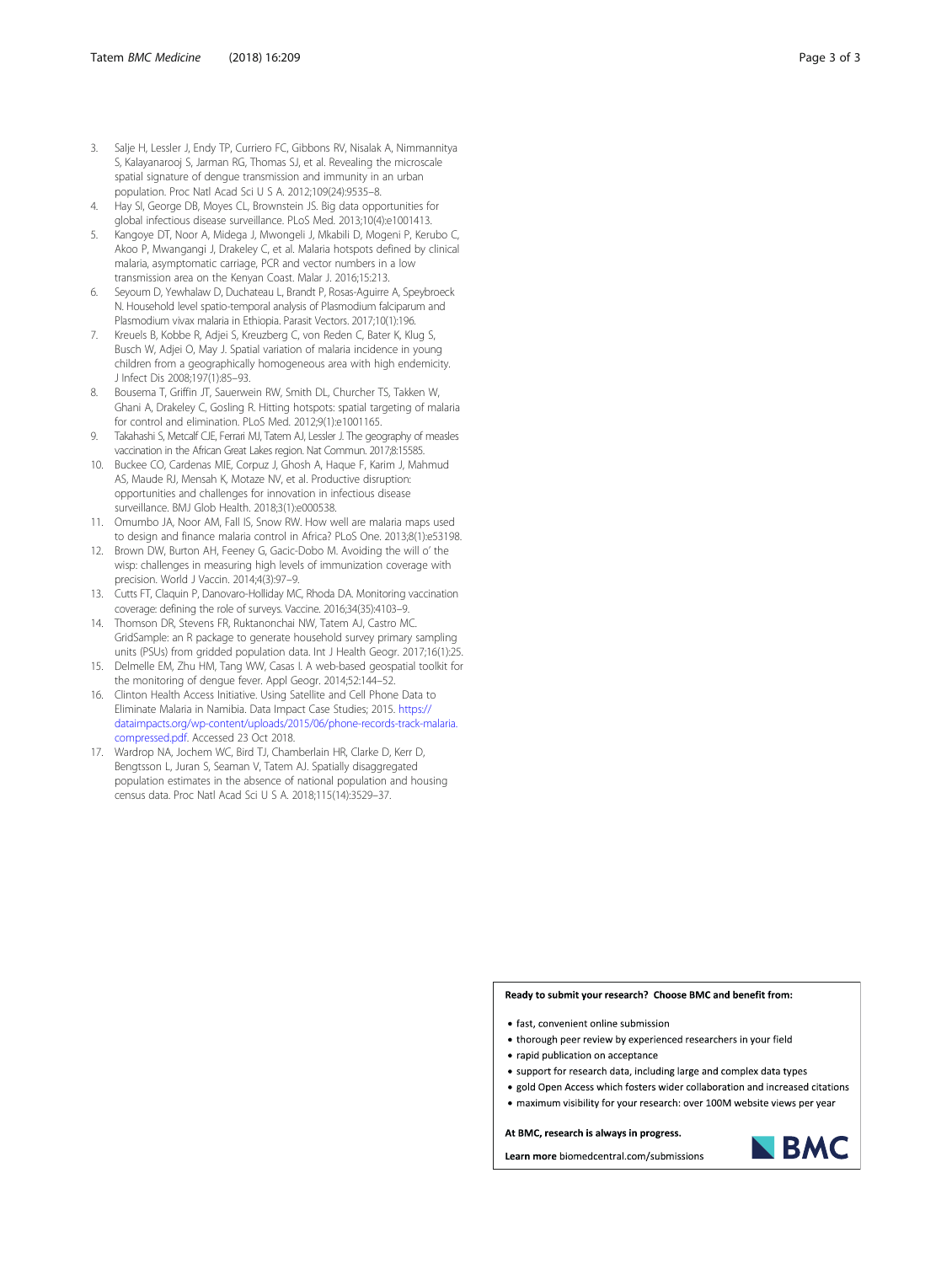3. Salje H, Lessler J, Endy TP, Curriero FC, Gibbons RV, Nisalak A, Nimmannitya S, Kalayanarooj S, Jarman RG, Thomas SJ, et al. Revealing the microscale spatial signature of dengue transmission and immunity in an urban population. Proc Natl Acad Sci U S A. 2012;109(24):9535–8.
4. Hay SI, George DB, Moyes CL, Brownstein JS. Big data opportunities for global infectious disease surveillance. PLoS Med. 2013;10(4):e1001413.
5. Kangoye DT, Noor A, Midega J, Mwongeli J, Mkabili D, Mogeni P, Kerubo C, Akoo P, Mwangangi J, Drakeley C, et al. Malaria hotspots defined by clinical malaria, asymptomatic carriage, PCR and vector numbers in a low transmission area on the Kenyan Coast. Malar J. 2016;15:213.
6. Seyoum D, Yewhalaw D, Duchateau L, Brandt P, Rosas-Aguirre A, Speybroeck N. Household level spatio-temporal analysis of Plasmodium falciparum and Plasmodium vivax malaria in Ethiopia. Parasit Vectors. 2017;10(1):196.
7. Kreuels B, Kobbe R, Adjei S, Kreuzberg C, von Reden C, Bater K, Klug S, Busch W, Adjei O, May J. Spatial variation of malaria incidence in young children from a geographically homogeneous area with high endemicity. J Infect Dis 2008;197(1):85–93.
8. Bousema T, Griffin JT, Sauerwein RW, Smith DL, Churcher TS, Takken W, Ghani A, Drakeley C, Gosling R. Hitting hotspots: spatial targeting of malaria for control and elimination. PLoS Med. 2012;9(1):e1001165.
9. Takahashi S, Metcalf CJE, Ferrari MJ, Tatem AJ, Lessler J. The geography of measles vaccination in the African Great Lakes region. Nat Commun. 2017;8:15585.
10. Buckee CO, Cardenas MIE, Corpuz J, Ghosh A, Haque F, Karim J, Mahmud AS, Maude RJ, Mensah K, Motaze NV, et al. Productive disruption: opportunities and challenges for innovation in infectious disease surveillance. BMJ Glob Health. 2018;3(1):e000538.
11. Omumbo JA, Noor AM, Fall IS, Snow RW. How well are malaria maps used to design and finance malaria control in Africa? PLoS One. 2013;8(1):e53198.
12. Brown DW, Burton AH, Feeney G, Gacic-Dobo M. Avoiding the will o' the wisp: challenges in measuring high levels of immunization coverage with precision. World J Vaccin. 2014;4(3):97–9.
13. Cutts FT, Claquin P, Danovaro-Holliday MC, Rhoda DA. Monitoring vaccination coverage: defining the role of surveys. Vaccine. 2016;34(35):4103–9.
14. Thomson DR, Stevens FR, Ruktanonchai NW, Tatem AJ, Castro MC. GridSample: an R package to generate household survey primary sampling units (PSUs) from gridded population data. Int J Health Geogr. 2017;16(1):25.
15. Delmelle EM, Zhu HM, Tang WW, Casas I. A web-based geospatial toolkit for the monitoring of dengue fever. Appl Geogr. 2014;52:144–52.
16. Clinton Health Access Initiative. Using Satellite and Cell Phone Data to Eliminate Malaria in Namibia. Data Impact Case Studies; 2015. https://dataimpacts.org/wp-content/uploads/2015/06/phone-records-track-malaria.compressed.pdf. Accessed 23 Oct 2018.
17. Wardrop NA, Jochem WC, Bird TJ, Chamberlain HR, Clarke D, Kerr D, Bengtsson L, Juran S, Seaman V, Tatem AJ. Spatially disaggregated population estimates in the absence of national population and housing census data. Proc Natl Acad Sci U S A. 2018;115(14):3529–37.

**Ready to submit your research? Choose BMC and benefit from:**

- fast, convenient online submission
- thorough peer review by experienced researchers in your field
- rapid publication on acceptance
- support for research data, including large and complex data types
- gold Open Access which fosters wider collaboration and increased citations
- maximum visibility for your research: over 100M website views per year

**At BMC, research is always in progress.**

**Learn more** biomedcentral.com/submissions

BMC